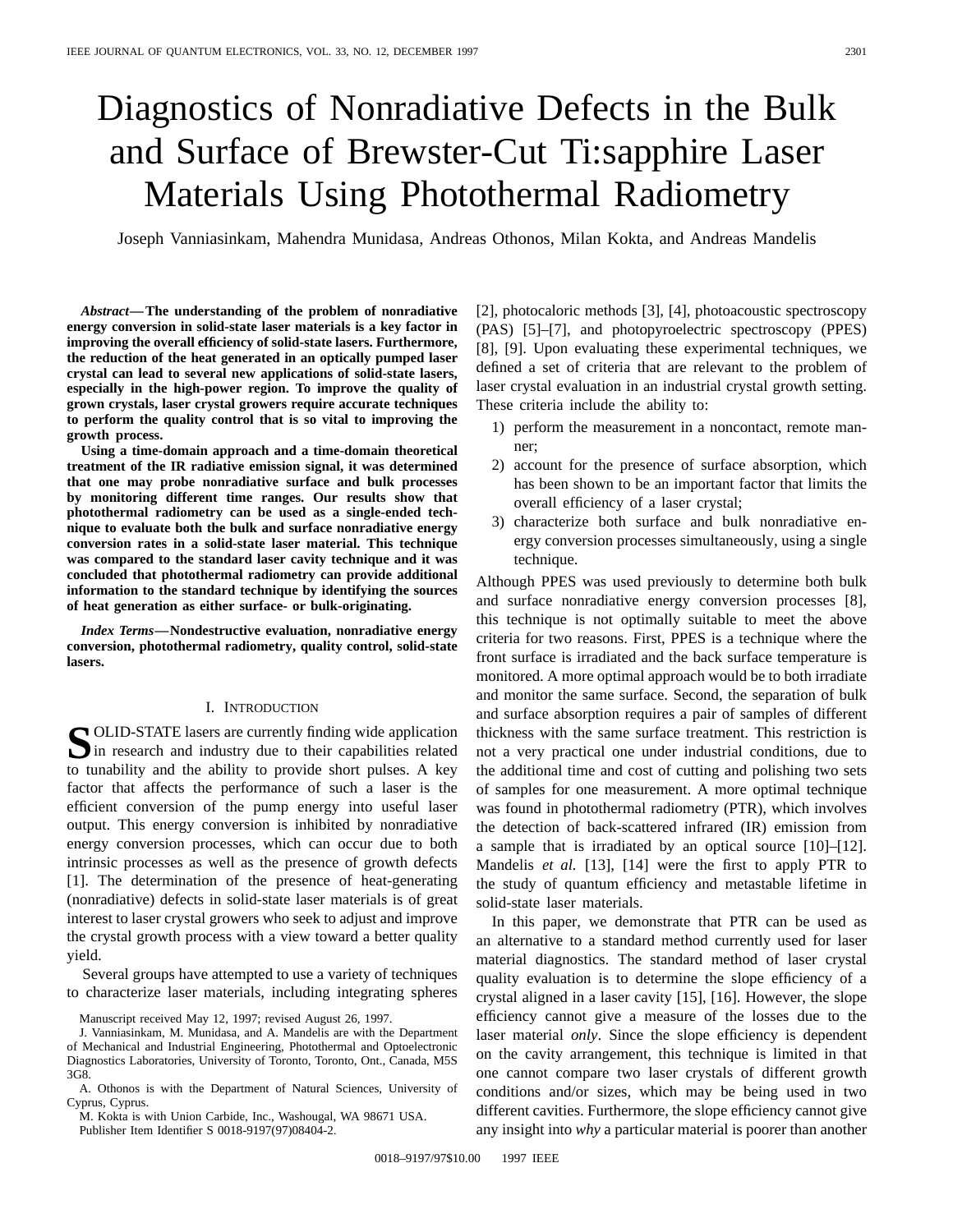# Diagnostics of Nonradiative Defects in the Bulk and Surface of Brewster-Cut Ti:sapphire Laser Materials Using Photothermal Radiometry

Joseph Vanniasinkam, Mahendra Munidasa, Andreas Othonos, Milan Kokta, and Andreas Mandelis

***Abstract*—The understanding of the problem of nonradiative energy conversion in solid-state laser materials is a key factor in improving the overall efficiency of solid-state lasers. Furthermore, the reduction of the heat generated in an optically pumped laser crystal can lead to several new applications of solid-state lasers, especially in the high-power region. To improve the quality of grown crystals, laser crystal growers require accurate techniques to perform the quality control that is so vital to improving the growth process.**

**Using a time-domain approach and a time-domain theoretical treatment of the IR radiative emission signal, it was determined that one may probe nonradiative surface and bulk processes by monitoring different time ranges. Our results show that photothermal radiometry can be used as a single-ended technique to evaluate both the bulk and surface nonradiative energy conversion rates in a solid-state laser material. This technique was compared to the standard laser cavity technique and it was concluded that photothermal radiometry can provide additional information to the standard technique by identifying the sources of heat generation as either surface- or bulk-originating.**

***Index Terms*—Nondestructive evaluation, nonradiative energy conversion, photothermal radiometry, quality control, solid-state lasers.**

## I. Introduction

Solid-state lasers are currently finding wide application in research and industry due to their capabilities related to tunability and the ability to provide short pulses. A key factor that affects the performance of such a laser is the efficient conversion of the pump energy into useful laser output. This energy conversion is inhibited by nonradiative energy conversion processes, which can occur due to both intrinsic processes as well as the presence of growth defects [1]. The determination of the presence of heat-generating (nonradiative) defects in solid-state laser materials is of great interest to laser crystal growers who seek to adjust and improve the crystal growth process with a view toward a better quality yield.

Several groups have attempted to use a variety of techniques to characterize laser materials, including integrating spheres [2], photocaloric methods [3], [4], photoacoustic spectroscopy (PAS) [5]–[7], and photopyroelectric spectroscopy (PPES) [8], [9]. Upon evaluating these experimental techniques, we defined a set of criteria that are relevant to the problem of laser crystal evaluation in an industrial crystal growth setting. These criteria include the ability to:

1) perform the measurement in a noncontact, remote manner;
2) account for the presence of surface absorption, which has been shown to be an important factor that limits the overall efficiency of a laser crystal;
3) characterize both surface and bulk nonradiative energy conversion processes simultaneously, using a single technique.

Although PPES was used previously to determine both bulk and surface nonradiative energy conversion processes [8], this technique is not optimally suitable to meet the above criteria for two reasons. First, PPES is a technique where the front surface is irradiated and the back surface temperature is monitored. A more optimal approach would be to both irradiate and monitor the same surface. Second, the separation of bulk and surface absorption requires a pair of samples of different thickness with the same surface treatment. This restriction is not a very practical one under industrial conditions, due to the additional time and cost of cutting and polishing two sets of samples for one measurement. A more optimal technique was found in photothermal radiometry (PTR), which involves the detection of back-scattered infrared (IR) emission from a sample that is irradiated by an optical source [10]–[12]. Mandelis *et al.* [13], [14] were the first to apply PTR to the study of quantum efficiency and metastable lifetime in solid-state laser materials.

In this paper, we demonstrate that PTR can be used as an alternative to a standard method currently used for laser material diagnostics. The standard method of laser crystal quality evaluation is to determine the slope efficiency of a crystal aligned in a laser cavity [15], [16]. However, the slope efficiency cannot give a measure of the losses due to the laser material *only*. Since the slope efficiency is dependent on the cavity arrangement, this technique is limited in that one cannot compare two laser crystals of different growth conditions and/or sizes, which may be being used in two different cavities. Furthermore, the slope efficiency cannot give any insight into *why* a particular material is poorer than another

Manuscript received May 12, 1997; revised August 26, 1997.

J. Vanniasinkam, M. Munidasa, and A. Mandelis are with the Department of Mechanical and Industrial Engineering, Photothermal and Optoelectronic Diagnostics Laboratories, University of Toronto, Toronto, Ont., Canada, M5S 3G8.

A. Othonos is with the Department of Natural Sciences, University of Cyprus, Cyprus.

M. Kokta is with Union Carbide, Inc., Washougal, WA 98671 USA.

Publisher Item Identifier S 0018-9197(97)08404-2.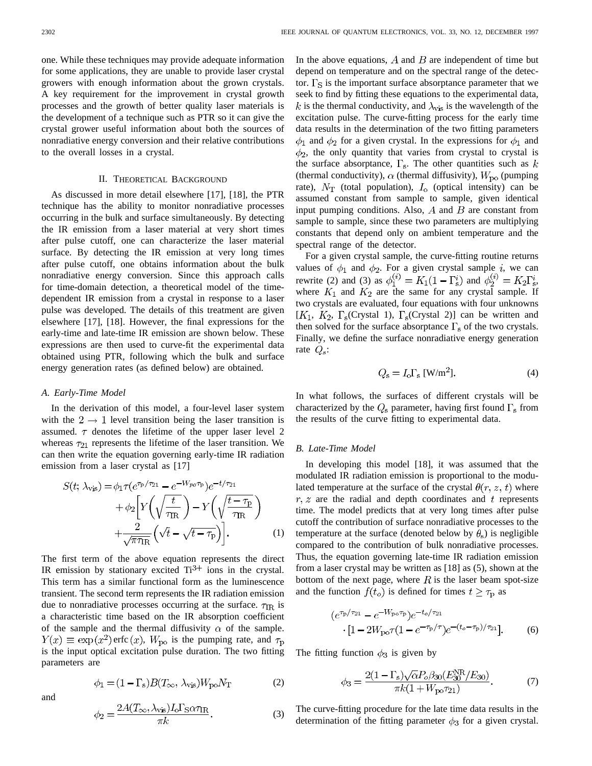one. While these techniques may provide adequate information for some applications, they are unable to provide laser crystal growers with enough information about the grown crystals. A key requirement for the improvement in crystal growth processes and the growth of better quality laser materials is the development of a technique such as PTR so it can give the crystal grower useful information about both the sources of nonradiative energy conversion and their relative contributions to the overall losses in a crystal.

## II. Theoretical Background

As discussed in more detail elsewhere [17], [18], the PTR technique has the ability to monitor nonradiative processes occurring in the bulk and surface simultaneously. By detecting the IR emission from a laser material at very short times after pulse cutoff, one can characterize the laser material surface. By detecting the IR emission at very long times after pulse cutoff, one obtains information about the bulk nonradiative energy conversion. Since this approach calls for time-domain detection, a theoretical model of the time-dependent IR emission from a crystal in response to a laser pulse was developed. The details of this treatment are given elsewhere [17], [18]. However, the final expressions for the early-time and late-time IR emission are shown below. These expressions are then used to curve-fit the experimental data obtained using PTR, following which the bulk and surface energy generation rates (as defined below) are obtained.

### A. Early-Time Model

In the derivation of this model, a four-level laser system with the $2 \rightarrow 1$ level transition being the laser transition is assumed. $\tau$ denotes the lifetime of the upper laser level 2 whereas $\tau_{21}$ represents the lifetime of the laser transition. We can then write the equation governing early-time IR radiation emission from a laser crystal as [17]

$$S(t;\lambda_{\rm vis}) = \phi_1 \tau (e^{\tau_{\rm p}/\tau_{21}} - e^{-W_{\rm po}\tau_{\rm p}}) e^{-t/\tau_{21}} + \phi_2 \left[ Y\left(\sqrt{\frac{t}{\tau_{\rm IR}}}\right) - Y\left(\sqrt{\frac{t-\tau_{\rm p}}{\tau_{\rm IR}}}\right) + \frac{2}{\sqrt{\pi \tau_{\rm IR}}}\left(\sqrt{t} - \sqrt{t-\tau_{\rm p}}\right)\right]. \tag{1}$$

The first term of the above equation represents the direct IR emission by stationary excited $Ti^{3+}$ ions in the crystal. This term has a similar functional form as the luminescence transient. The second term represents the IR radiation emission due to nonradiative processes occurring at the surface. $\tau_{\rm IR}$ is a characteristic time based on the IR absorption coefficient of the sample and the thermal diffusivity $\alpha$ of the sample. $Y(x) \equiv \exp(x^2)\,{\rm erfc}\,(x)$, $W_{\rm po}$ is the pumping rate, and $\tau_{\rm p}$ is the input optical excitation pulse duration. The two fitting parameters are

$$\phi_1 = (1-\Gamma_{\rm s}) B(T_\infty, \lambda_{\rm vis}) W_{\rm po} N_{\rm T} \tag{2}$$

and

$$\phi_2 = \frac{2A(T_\infty, \lambda_{\rm vis}) I_{\rm o} \Gamma_{\rm S} \alpha \tau_{\rm IR}}{\pi k}. \tag{3}$$

In the above equations, $A$ and $B$ are independent of time but depend on temperature and on the spectral range of the detector. $\Gamma_{\rm S}$ is the important surface absorptance parameter that we seek to find by fitting these equations to the experimental data, $k$ is the thermal conductivity, and $\lambda_{\rm vis}$ is the wavelength of the excitation pulse. The curve-fitting process for the early time data results in the determination of the two fitting parameters $\phi_1$ and $\phi_2$ for a given crystal. In the expressions for $\phi_1$ and $\phi_2$, the only quantity that varies from crystal to crystal is the surface absorptance, $\Gamma_{\rm s}$. The other quantities such as $k$ (thermal conductivity), $\alpha$ (thermal diffusivity), $W_{\rm po}$ (pumping rate), $N_{\rm T}$ (total population), $I_{\rm o}$ (optical intensity) can be assumed constant from sample to sample, given identical input pumping conditions. Also, $A$ and $B$ are constant from sample to sample, since these two parameters are multiplying constants that depend only on ambient temperature and the spectral range of the detector.

For a given crystal sample, the curve-fitting routine returns values of $\phi_1$ and $\phi_2$. For a given crystal sample $i$, we can rewrite (2) and (3) as $\phi_1^{(i)} = K_1(1-\Gamma_{\rm s}^i)$ and $\phi_2^{(i)} = K_2 \Gamma_{\rm s}^i$, where $K_1$ and $K_2$ are the same for any crystal sample. If two crystals are evaluated, four equations with four unknowns [$K_1$, $K_2$, $\Gamma_{\rm s}$(Crystal 1), $\Gamma_{\rm s}$(Crystal 2)] can be written and then solved for the surface absorptance $\Gamma_{\rm s}$ of the two crystals. Finally, we define the surface nonradiative energy generation rate $Q_s$:

$$Q_{\rm s} = I_{\rm o}\Gamma_{\rm s}\ [{\rm W/m^2}]. \tag{4}$$

In what follows, the surfaces of different crystals will be characterized by the $Q_{\rm s}$ parameter, having first found $\Gamma_{\rm s}$ from the results of the curve fitting to experimental data.

### B. Late-Time Model

In developing this model [18], it was assumed that the modulated IR radiation emission is proportional to the modulated temperature at the surface of the crystal $\theta(r, z, t)$ where $r, z$ are the radial and depth coordinates and $t$ represents time. The model predicts that at very long times after pulse cutoff the contribution of surface nonradiative processes to the temperature at the surface (denoted below by $\theta_{\rm s}$) is negligible compared to the contribution of bulk nonradiative processes. Thus, the equation governing late-time IR radiation emission from a laser crystal may be written as [18] as (5), shown at the bottom of the next page, where $R$ is the laser beam spot-size and the function $f(t_o)$ is defined for times $t \geq \tau_{\rm p}$ as

$$(e^{\tau_{\rm p}/\tau_{21}} - e^{-W_{\rm po}\tau_{\rm p}})e^{-t_o/\tau_{21}} \cdot [1 - 2W_{\rm po}\tau(1-e^{-\tau_{\rm p}/\tau})e^{-(t_o-\tau_{\rm p})/\tau_{21}}]. \tag{6}$$

The fitting function $\phi_3$ is given by

$$\phi_3 = \frac{2(1-\Gamma_{\rm s})\sqrt{\alpha} P_o \beta_{30}(E_{30}^{\rm NR}/E_{30})}{\pi k (1 + W_{\rm po}\tau_{21})}. \tag{7}$$

The curve-fitting procedure for the late time data results in the determination of the fitting parameter $\phi_3$ for a given crystal.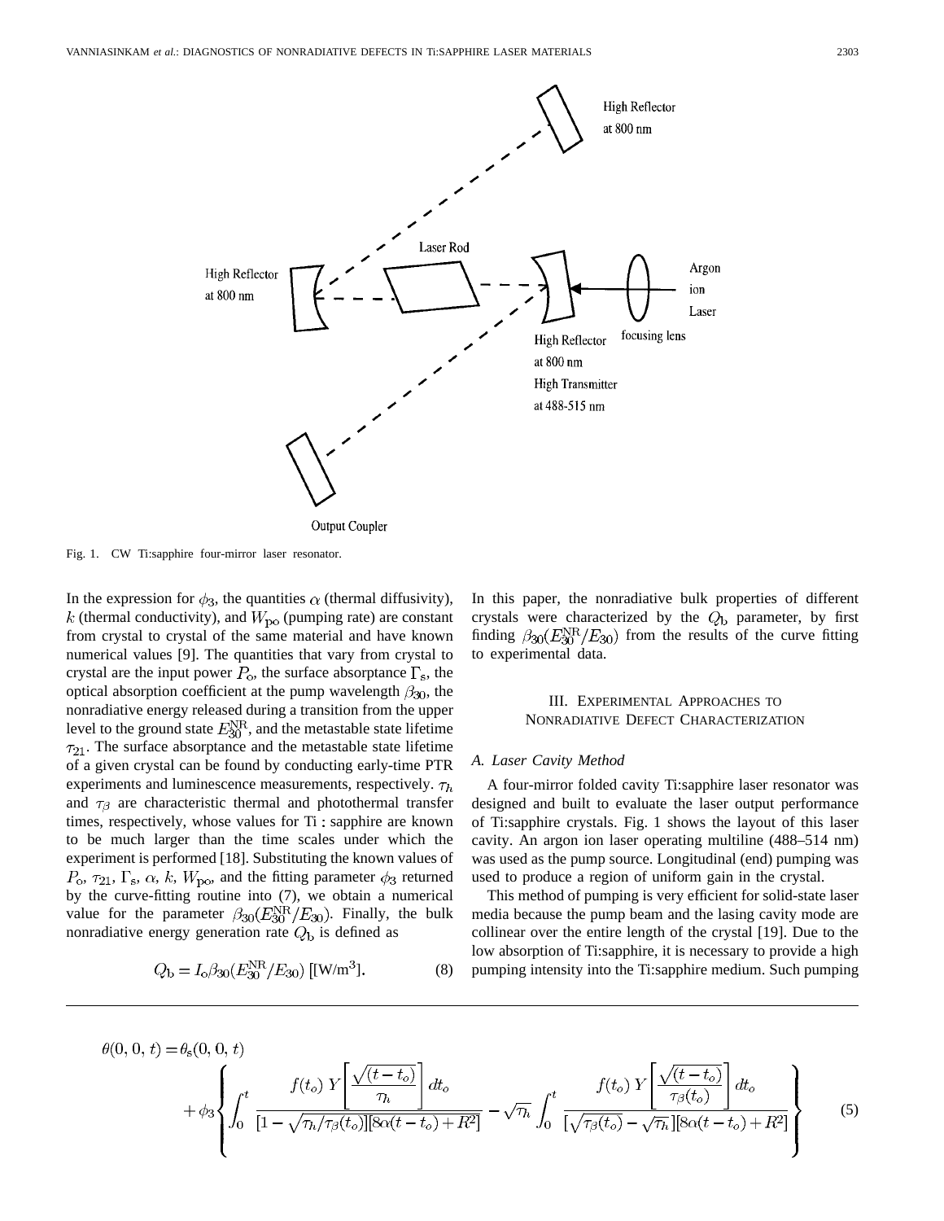Fig. 1. CW Ti:sapphire four-mirror laser resonator.

In the expression for $\phi_3$, the quantities $\alpha$ (thermal diffusivity), $k$ (thermal conductivity), and $W_{\rm po}$ (pumping rate) are constant from crystal to crystal of the same material and have known numerical values [9]. The quantities that vary from crystal to crystal are the input power $P_{\rm o}$, the surface absorptance $\Gamma_{\rm s}$, the optical absorption coefficient at the pump wavelength $\beta_{30}$, the nonradiative energy released during a transition from the upper level to the ground state $E_{30}^{\rm NR}$, and the metastable state lifetime $\tau_{21}$. The surface absorptance and the metastable state lifetime of a given crystal can be found by conducting early-time PTR experiments and luminescence measurements, respectively. $\tau_h$ and $\tau_\beta$ are characteristic thermal and photothermal transfer times, respectively, whose values for Ti : sapphire are known to be much larger than the time scales under which the experiment is performed [18]. Substituting the known values of $P_{\rm o}$, $\tau_{21}$, $\Gamma_{\rm s}$, $\alpha$, $k$, $W_{\rm po}$, and the fitting parameter $\phi_3$ returned by the curve-fitting routine into (7), we obtain a numerical value for the parameter $\beta_{30}(E_{30}^{\rm NR}/E_{30})$. Finally, the bulk nonradiative energy generation rate $Q_{\rm b}$ is defined as

$$Q_{\rm b} = I_{\rm o}\beta_{30}(E_{30}^{\rm NR}/E_{30}) \ [\mathrm{W/m^3}]. \tag{8}$$

In this paper, the nonradiative bulk properties of different crystals were characterized by the $Q_{\rm b}$ parameter, by first finding $\beta_{30}(E_{30}^{\rm NR}/E_{30})$ from the results of the curve fitting to experimental data.

## III. Experimental Approaches to Nonradiative Defect Characterization

### A. Laser Cavity Method

A four-mirror folded cavity Ti:sapphire laser resonator was designed and built to evaluate the laser output performance of Ti:sapphire crystals. Fig. 1 shows the layout of this laser cavity. An argon ion laser operating multiline (488–514 nm) was used as the pump source. Longitudinal (end) pumping was used to produce a region of uniform gain in the crystal.

This method of pumping is very efficient for solid-state laser media because the pump beam and the lasing cavity mode are collinear over the entire length of the crystal [19]. Due to the low absorption of Ti:sapphire, it is necessary to provide a high pumping intensity into the Ti:sapphire medium. Such pumping

$$\theta(0,0,t) = \theta_{\rm s}(0,0,t) + \phi_3\left\{\int_0^t \frac{f(t_o)\,Y\left[\dfrac{\sqrt{(t-t_o)}}{\tau_h}\right]dt_o}{[1-\sqrt{\tau_h/\tau_\beta(t_o)}][8\alpha(t-t_o)+R^2]} - \sqrt{\tau_h}\int_0^t \frac{f(t_o)\,Y\left[\dfrac{\sqrt{(t-t_o)}}{\tau_\beta(t_o)}\right]dt_o}{[\sqrt{\tau_\beta(t_o)}-\sqrt{\tau_h}][8\alpha(t-t_o)+R^2]}\right\} \tag{5}$$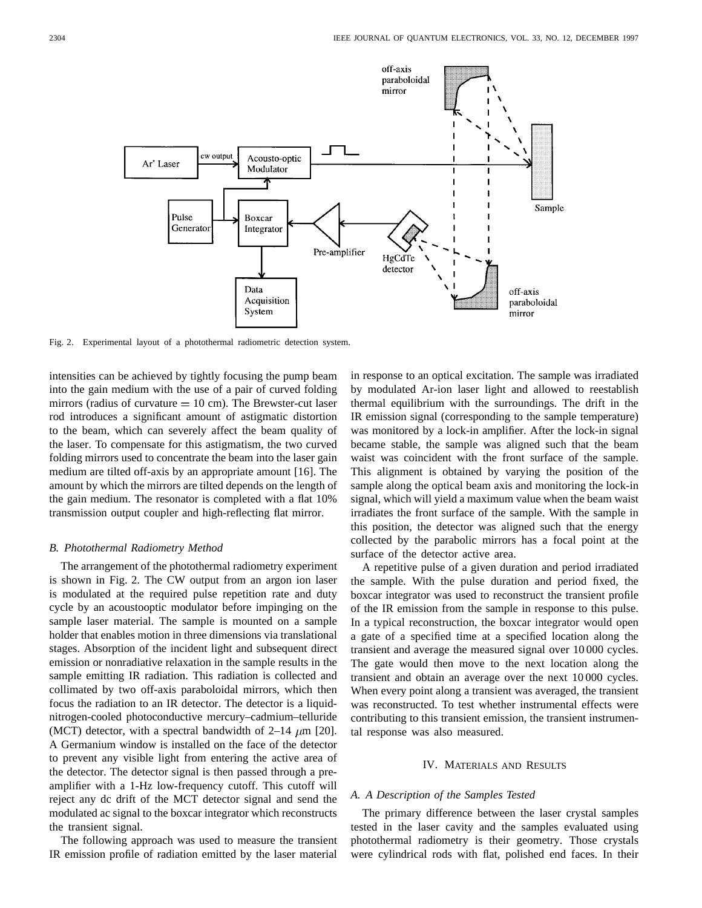Fig. 2. Experimental layout of a photothermal radiometric detection system.

intensities can be achieved by tightly focusing the pump beam into the gain medium with the use of a pair of curved folding mirrors (radius of curvature = 10 cm). The Brewster-cut laser rod introduces a significant amount of astigmatic distortion to the beam, which can severely affect the beam quality of the laser. To compensate for this astigmatism, the two curved folding mirrors used to concentrate the beam into the laser gain medium are tilted off-axis by an appropriate amount [16]. The amount by which the mirrors are tilted depends on the length of the gain medium. The resonator is completed with a flat 10% transmission output coupler and high-reflecting flat mirror.

### *B. Photothermal Radiometry Method*

The arrangement of the photothermal radiometry experiment is shown in Fig. 2. The CW output from an argon ion laser is modulated at the required pulse repetition rate and duty cycle by an acoustooptic modulator before impinging on the sample laser material. The sample is mounted on a sample holder that enables motion in three dimensions via translational stages. Absorption of the incident light and subsequent direct emission or nonradiative relaxation in the sample results in the sample emitting IR radiation. This radiation is collected and collimated by two off-axis paraboloidal mirrors, which then focus the radiation to an IR detector. The detector is a liquid-nitrogen-cooled photoconductive mercury–cadmium–telluride (MCT) detector, with a spectral bandwidth of 2–14 $\mu$m [20]. A Germanium window is installed on the face of the detector to prevent any visible light from entering the active area of the detector. The detector signal is then passed through a pre-amplifier with a 1-Hz low-frequency cutoff. This cutoff will reject any dc drift of the MCT detector signal and send the modulated ac signal to the boxcar integrator which reconstructs the transient signal.

The following approach was used to measure the transient IR emission profile of radiation emitted by the laser material in response to an optical excitation. The sample was irradiated by modulated Ar-ion laser light and allowed to reestablish thermal equilibrium with the surroundings. The drift in the IR emission signal (corresponding to the sample temperature) was monitored by a lock-in amplifier. After the lock-in signal became stable, the sample was aligned such that the beam waist was coincident with the front surface of the sample. This alignment is obtained by varying the position of the sample along the optical beam axis and monitoring the lock-in signal, which will yield a maximum value when the beam waist irradiates the front surface of the sample. With the sample in this position, the detector was aligned such that the energy collected by the parabolic mirrors has a focal point at the surface of the detector active area.

A repetitive pulse of a given duration and period irradiated the sample. With the pulse duration and period fixed, the boxcar integrator was used to reconstruct the transient profile of the IR emission from the sample in response to this pulse. In a typical reconstruction, the boxcar integrator would open a gate of a specified time at a specified location along the transient and average the measured signal over 10 000 cycles. The gate would then move to the next location along the transient and obtain an average over the next 10 000 cycles. When every point along a transient was averaged, the transient was reconstructed. To test whether instrumental effects were contributing to this transient emission, the transient instrumental response was also measured.

## IV. Materials and Results

### *A. A Description of the Samples Tested*

The primary difference between the laser crystal samples tested in the laser cavity and the samples evaluated using photothermal radiometry is their geometry. Those crystals were cylindrical rods with flat, polished end faces. In their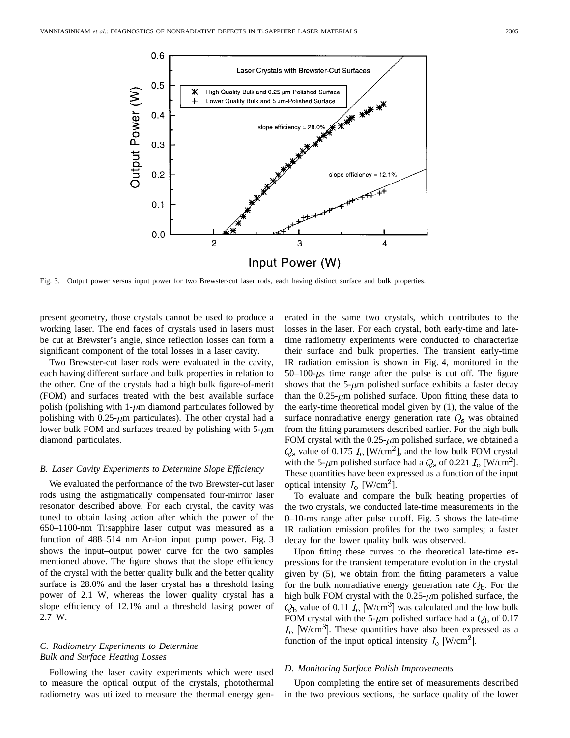Fig. 3. Output power versus input power for two Brewster-cut laser rods, each having distinct surface and bulk properties.

present geometry, those crystals cannot be used to produce a working laser. The end faces of crystals used in lasers must be cut at Brewster's angle, since reflection losses can form a significant component of the total losses in a laser cavity.

Two Brewster-cut laser rods were evaluated in the cavity, each having different surface and bulk properties in relation to the other. One of the crystals had a high bulk figure-of-merit (FOM) and surfaces treated with the best available surface polish (polishing with 1-$\mu$m diamond particulates followed by polishing with 0.25-$\mu$m particulates). The other crystal had a lower bulk FOM and surfaces treated by polishing with 5-$\mu$m diamond particulates.

### *B. Laser Cavity Experiments to Determine Slope Efficiency*

We evaluated the performance of the two Brewster-cut laser rods using the astigmatically compensated four-mirror laser resonator described above. For each crystal, the cavity was tuned to obtain lasing action after which the power of the 650–1100-nm Ti:sapphire laser output was measured as a function of 488–514 nm Ar-ion input pump power. Fig. 3 shows the input–output power curve for the two samples mentioned above. The figure shows that the slope efficiency of the crystal with the better quality bulk and the better quality surface is 28.0% and the laser crystal has a threshold lasing power of 2.1 W, whereas the lower quality crystal has a slope efficiency of 12.1% and a threshold lasing power of 2.7 W.

### *C. Radiometry Experiments to Determine Bulk and Surface Heating Losses*

Following the laser cavity experiments which were used to measure the optical output of the crystals, photothermal radiometry was utilized to measure the thermal energy generated in the same two crystals, which contributes to the losses in the laser. For each crystal, both early-time and late-time radiometry experiments were conducted to characterize their surface and bulk properties. The transient early-time IR radiation emission is shown in Fig. 4, monitored in the 50–100-$\mu$s time range after the pulse is cut off. The figure shows that the 5-$\mu$m polished surface exhibits a faster decay than the 0.25-$\mu$m polished surface. Upon fitting these data to the early-time theoretical model given by (1), the value of the surface nonradiative energy generation rate $Q_s$ was obtained from the fitting parameters described earlier. For the high bulk FOM crystal with the 0.25-$\mu$m polished surface, we obtained a $Q_s$ value of 0.175 $I_o$ [W/cm$^2$], and the low bulk FOM crystal with the 5-$\mu$m polished surface had a $Q_s$ of 0.221 $I_o$ [W/cm$^2$]. These quantities have been expressed as a function of the input optical intensity $I_o$ [W/cm$^2$].

To evaluate and compare the bulk heating properties of the two crystals, we conducted late-time measurements in the 0–10-ms range after pulse cutoff. Fig. 5 shows the late-time IR radiation emission profiles for the two samples; a faster decay for the lower quality bulk was observed.

Upon fitting these curves to the theoretical late-time expressions for the transient temperature evolution in the crystal given by (5), we obtain from the fitting parameters a value for the bulk nonradiative energy generation rate $Q_b$. For the high bulk FOM crystal with the 0.25-$\mu$m polished surface, the $Q_b$ value of 0.11 $I_o$ [W/cm$^3$] was calculated and the low bulk FOM crystal with the 5-$\mu$m polished surface had a $Q_b$ of 0.17 $I_o$ [W/cm$^3$]. These quantities have also been expressed as a function of the input optical intensity $I_o$ [W/cm$^2$].

### *D. Monitoring Surface Polish Improvements*

Upon completing the entire set of measurements described in the two previous sections, the surface quality of the lower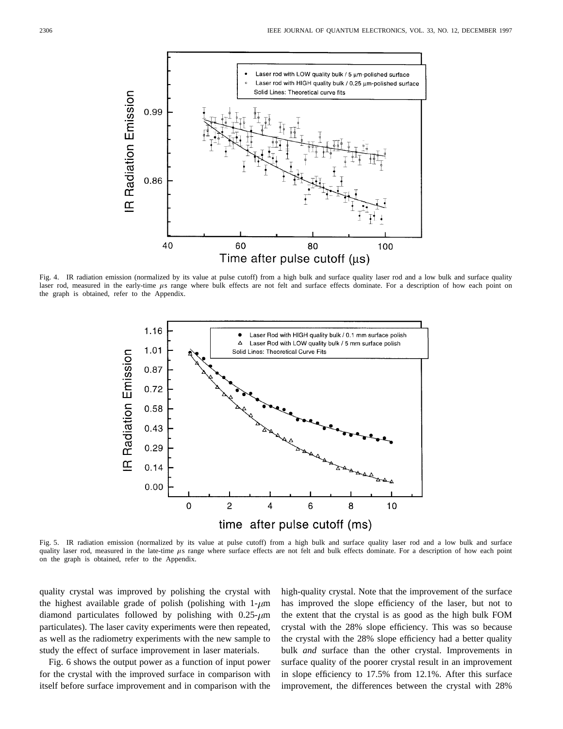Fig. 4. IR radiation emission (normalized by its value at pulse cutoff) from a high bulk and surface quality laser rod and a low bulk and surface quality laser rod, measured in the early-time $\mu$s range where bulk effects are not felt and surface effects dominate. For a description of how each point on the graph is obtained, refer to the Appendix.

Fig. 5. IR radiation emission (normalized by its value at pulse cutoff) from a high bulk and surface quality laser rod and a low bulk and surface quality laser rod, measured in the late-time $\mu$s range where surface effects are not felt and bulk effects dominate. For a description of how each point on the graph is obtained, refer to the Appendix.

quality crystal was improved by polishing the crystal with the highest available grade of polish (polishing with 1-$\mu$m diamond particulates followed by polishing with 0.25-$\mu$m particulates). The laser cavity experiments were then repeated, as well as the radiometry experiments with the new sample to study the effect of surface improvement in laser materials.

Fig. 6 shows the output power as a function of input power for the crystal with the improved surface in comparison with itself before surface improvement and in comparison with the high-quality crystal. Note that the improvement of the surface has improved the slope efficiency of the laser, but not to the extent that the crystal is as good as the high bulk FOM crystal with the 28% slope efficiency. This was so because the crystal with the 28% slope efficiency had a better quality bulk *and* surface than the other crystal. Improvements in surface quality of the poorer crystal result in an improvement in slope efficiency to 17.5% from 12.1%. After this surface improvement, the differences between the crystal with 28%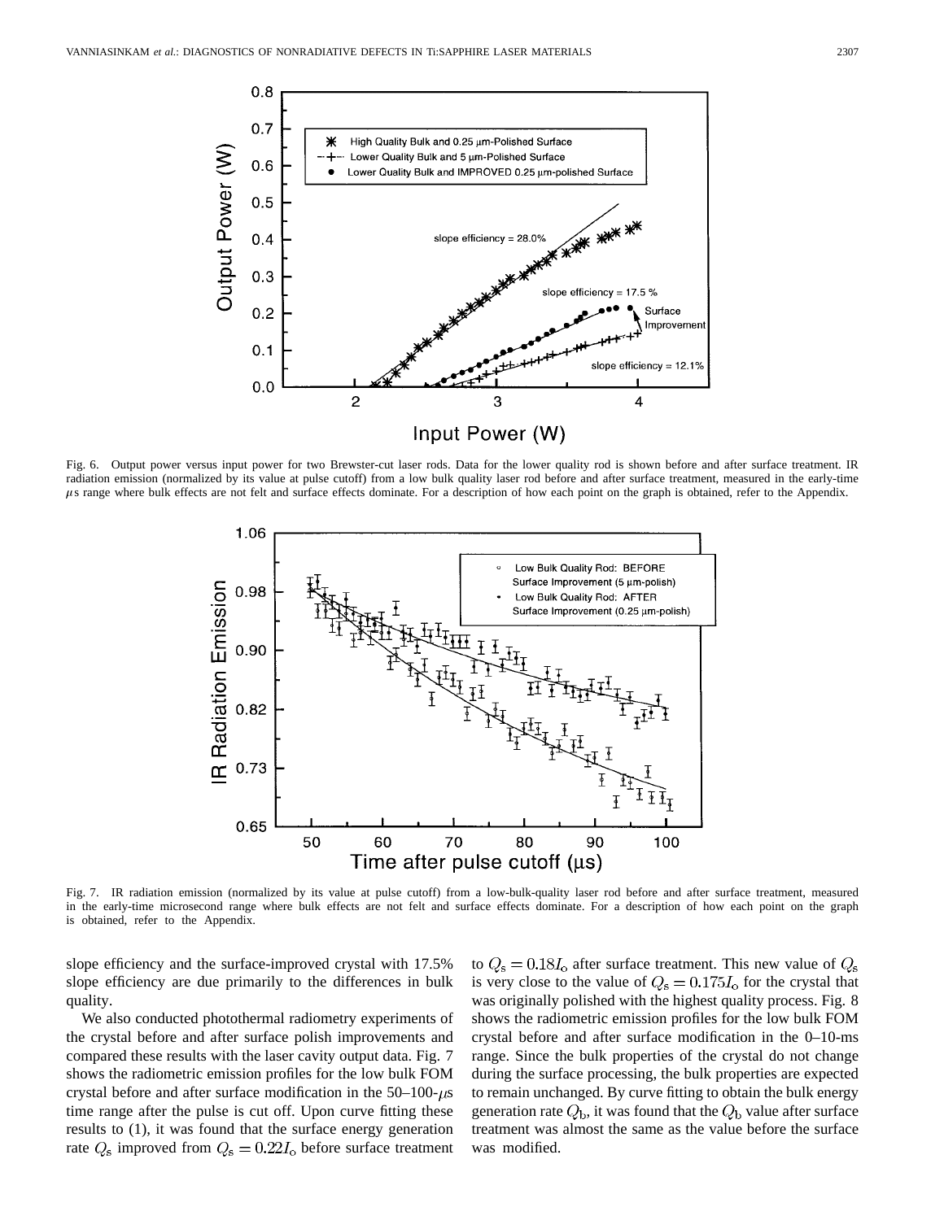Fig. 6. Output power versus input power for two Brewster-cut laser rods. Data for the lower quality rod is shown before and after surface treatment. IR radiation emission (normalized by its value at pulse cutoff) from a low bulk quality laser rod before and after surface treatment, measured in the early-time $\mu$s range where bulk effects are not felt and surface effects dominate. For a description of how each point on the graph is obtained, refer to the Appendix.

Fig. 7. IR radiation emission (normalized by its value at pulse cutoff) from a low-bulk-quality laser rod before and after surface treatment, measured in the early-time microsecond range where bulk effects are not felt and surface effects dominate. For a description of how each point on the graph is obtained, refer to the Appendix.

slope efficiency and the surface-improved crystal with 17.5% slope efficiency are due primarily to the differences in bulk quality.

We also conducted photothermal radiometry experiments of the crystal before and after surface polish improvements and compared these results with the laser cavity output data. Fig. 7 shows the radiometric emission profiles for the low bulk FOM crystal before and after surface modification in the 50–100-$\mu$s time range after the pulse is cut off. Upon curve fitting these results to (1), it was found that the surface energy generation rate $Q_s$ improved from $Q_s = 0.22 I_o$ before surface treatment to $Q_s = 0.18 I_o$ after surface treatment. This new value of $Q_s$ is very close to the value of $Q_s = 0.175 I_o$ for the crystal that was originally polished with the highest quality process. Fig. 8 shows the radiometric emission profiles for the low bulk FOM crystal before and after surface modification in the 0–10-ms range. Since the bulk properties of the crystal do not change during the surface processing, the bulk properties are expected to remain unchanged. By curve fitting to obtain the bulk energy generation rate $Q_b$, it was found that the $Q_b$ value after surface treatment was almost the same as the value before the surface was modified.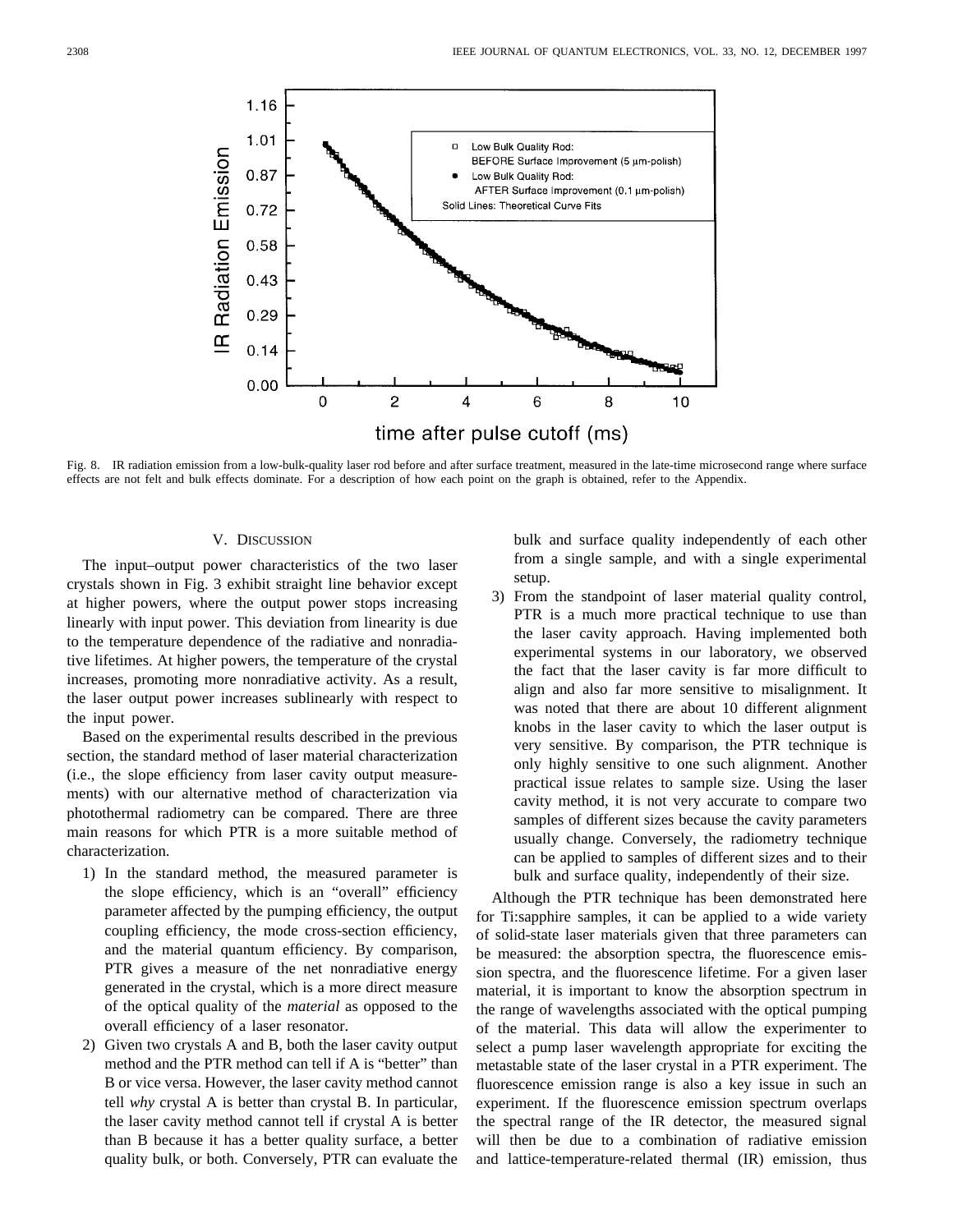IR Radiation Emission

1.16
1.01
0.87
0.72
0.58
0.43
0.29
0.14
0.00

0 2 4 6 8 10

time after pulse cutoff (ms)

Low Bulk Quality Rod: BEFORE Surface Improvement (5 μm-polish)

Low Bulk Quality Rod: AFTER Surface Improvement (0.1 μm-polish)

Solid Lines: Theoretical Curve Fits

Fig. 8. IR radiation emission from a low-bulk-quality laser rod before and after surface treatment, measured in the late-time microsecond range where surface effects are not felt and bulk effects dominate. For a description of how each point on the graph is obtained, refer to the Appendix.

## V. Discussion

The input–output power characteristics of the two laser crystals shown in Fig. 3 exhibit straight line behavior except at higher powers, where the output power stops increasing linearly with input power. This deviation from linearity is due to the temperature dependence of the radiative and nonradiative lifetimes. At higher powers, the temperature of the crystal increases, promoting more nonradiative activity. As a result, the laser output power increases sublinearly with respect to the input power.

Based on the experimental results described in the previous section, the standard method of laser material characterization (i.e., the slope efficiency from laser cavity output measurements) with our alternative method of characterization via photothermal radiometry can be compared. There are three main reasons for which PTR is a more suitable method of characterization.

1) In the standard method, the measured parameter is the slope efficiency, which is an "overall" efficiency parameter affected by the pumping efficiency, the output coupling efficiency, the mode cross-section efficiency, and the material quantum efficiency. By comparison, PTR gives a measure of the net nonradiative energy generated in the crystal, which is a more direct measure of the optical quality of the *material* as opposed to the overall efficiency of a laser resonator.
2) Given two crystals A and B, both the laser cavity output method and the PTR method can tell if A is "better" than B or vice versa. However, the laser cavity method cannot tell *why* crystal A is better than crystal B. In particular, the laser cavity method cannot tell if crystal A is better than B because it has a better quality surface, a better quality bulk, or both. Conversely, PTR can evaluate the bulk and surface quality independently of each other from a single sample, and with a single experimental setup.
3) From the standpoint of laser material quality control, PTR is a much more practical technique to use than the laser cavity approach. Having implemented both experimental systems in our laboratory, we observed the fact that the laser cavity is far more difficult to align and also far more sensitive to misalignment. It was noted that there are about 10 different alignment knobs in the laser cavity to which the laser output is very sensitive. By comparison, the PTR technique is only highly sensitive to one such alignment. Another practical issue relates to sample size. Using the laser cavity method, it is not very accurate to compare two samples of different sizes because the cavity parameters usually change. Conversely, the radiometry technique can be applied to samples of different sizes and to their bulk and surface quality, independently of their size.

Although the PTR technique has been demonstrated here for Ti:sapphire samples, it can be applied to a wide variety of solid-state laser materials given that three parameters can be measured: the absorption spectra, the fluorescence emission spectra, and the fluorescence lifetime. For a given laser material, it is important to know the absorption spectrum in the range of wavelengths associated with the optical pumping of the material. This data will allow the experimenter to select a pump laser wavelength appropriate for exciting the metastable state of the laser crystal in a PTR experiment. The fluorescence emission range is also a key issue in such an experiment. If the fluorescence emission spectrum overlaps the spectral range of the IR detector, the measured signal will then be due to a combination of radiative emission and lattice-temperature-related thermal (IR) emission, thus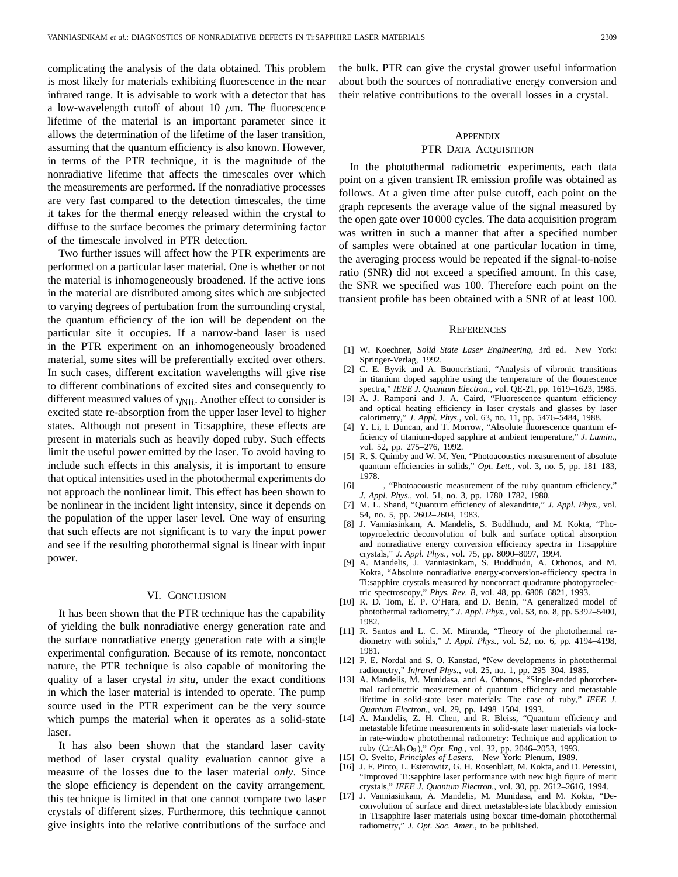complicating the analysis of the data obtained. This problem is most likely for materials exhibiting fluorescence in the near infrared range. It is advisable to work with a detector that has a low-wavelength cutoff of about 10 $\mu$m. The fluorescence lifetime of the material is an important parameter since it allows the determination of the lifetime of the laser transition, assuming that the quantum efficiency is also known. However, in terms of the PTR technique, it is the magnitude of the nonradiative lifetime that affects the timescales over which the measurements are performed. If the nonradiative processes are very fast compared to the detection timescales, the time it takes for the thermal energy released within the crystal to diffuse to the surface becomes the primary determining factor of the timescale involved in PTR detection.

Two further issues will affect how the PTR experiments are performed on a particular laser material. One is whether or not the material is inhomogeneously broadened. If the active ions in the material are distributed among sites which are subjected to varying degrees of pertubation from the surrounding crystal, the quantum efficiency of the ion will be dependent on the particular site it occupies. If a narrow-band laser is used in the PTR experiment on an inhomogeneously broadened material, some sites will be preferentially excited over others. In such cases, different excitation wavelengths will give rise to different combinations of excited sites and consequently to different measured values of $\eta_{NR}$. Another effect to consider is excited state re-absorption from the upper laser level to higher states. Although not present in Ti:sapphire, these effects are present in materials such as heavily doped ruby. Such effects limit the useful power emitted by the laser. To avoid having to include such effects in this analysis, it is important to ensure that optical intensities used in the photothermal experiments do not approach the nonlinear limit. This effect has been shown to be nonlinear in the incident light intensity, since it depends on the population of the upper laser level. One way of ensuring that such effects are not significant is to vary the input power and see if the resulting photothermal signal is linear with input power.

## VI. Conclusion

It has been shown that the PTR technique has the capability of yielding the bulk nonradiative energy generation rate and the surface nonradiative energy generation rate with a single experimental configuration. Because of its remote, noncontact nature, the PTR technique is also capable of monitoring the quality of a laser crystal *in situ*, under the exact conditions in which the laser material is intended to operate. The pump source used in the PTR experiment can be the very source which pumps the material when it operates as a solid-state laser.

It has also been shown that the standard laser cavity method of laser crystal quality evaluation cannot give a measure of the losses due to the laser material *only*. Since the slope efficiency is dependent on the cavity arrangement, this technique is limited in that one cannot compare two laser crystals of different sizes. Furthermore, this technique cannot give insights into the relative contributions of the surface and the bulk. PTR can give the crystal grower useful information about both the sources of nonradiative energy conversion and their relative contributions to the overall losses in a crystal.

## Appendix
## PTR Data Acquisition

In the photothermal radiometric experiments, each data point on a given transient IR emission profile was obtained as follows. At a given time after pulse cutoff, each point on the graph represents the average value of the signal measured by the open gate over 10 000 cycles. The data acquisition program was written in such a manner that after a specified number of samples were obtained at one particular location in time, the averaging process would be repeated if the signal-to-noise ratio (SNR) did not exceed a specified amount. In this case, the SNR we specified was 100. Therefore each point on the transient profile has been obtained with a SNR of at least 100.

## References

[1] W. Koechner, *Solid State Laser Engineering*, 3rd ed. New York: Springer-Verlag, 1992.

[2] C. E. Byvik and A. Buoncristiani, "Analysis of vibronic transitions in titanium doped sapphire using the temperature of the flourescence spectra," *IEEE J. Quantum Electron.*, vol. QE-21, pp. 1619–1623, 1985.

[3] A. J. Ramponi and J. A. Caird, "Fluorescence quantum efficiency and optical heating efficiency in laser crystals and glasses by laser calorimetry," *J. Appl. Phys.*, vol. 63, no. 11, pp. 5476–5484, 1988.

[4] Y. Li, I. Duncan, and T. Morrow, "Absolute fluorescence quantum efficiency of titanium-doped sapphire at ambient temperature," *J. Lumin.*, vol. 52, pp. 275–276, 1992.

[5] R. S. Quimby and W. M. Yen, "Photoacoustics measurement of absolute quantum efficiencies in solids," *Opt. Lett.*, vol. 3, no. 5, pp. 181–183, 1978.

[6] ——, "Photoacoustic measurement of the ruby quantum efficiency," *J. Appl. Phys.*, vol. 51, no. 3, pp. 1780–1782, 1980.

[7] M. L. Shand, "Quantum efficiency of alexandrite," *J. Appl. Phys.*, vol. 54, no. 5, pp. 2602–2604, 1983.

[8] J. Vanniasinkam, A. Mandelis, S. Buddhudu, and M. Kokta, "Photopyroelectric deconvolution of bulk and surface optical absorption and nonradiative energy conversion efficiency spectra in Ti:sapphire crystals," *J. Appl. Phys.*, vol. 75, pp. 8090–8097, 1994.

[9] A. Mandelis, J. Vanniasinkam, S. Buddhudu, A. Othonos, and M. Kokta, "Absolute nonradiative energy-conversion-efficiency spectra in Ti:sapphire crystals measured by noncontact quadrature photopyroelectric spectroscopy," *Phys. Rev. B*, vol. 48, pp. 6808–6821, 1993.

[10] R. D. Tom, E. P. O'Hara, and D. Benin, "A generalized model of photothermal radiometry," *J. Appl. Phys.*, vol. 53, no. 8, pp. 5392–5400, 1982.

[11] R. Santos and L. C. M. Miranda, "Theory of the photothermal radiometry with solids," *J. Appl. Phys.*, vol. 52, no. 6, pp. 4194–4198, 1981.

[12] P. E. Nordal and S. O. Kanstad, "New developments in photothermal radiometry," *Infrared Phys.*, vol. 25, no. 1, pp. 295–304, 1985.

[13] A. Mandelis, M. Munidasa, and A. Othonos, "Single-ended photothermal radiometric measurement of quantum efficiency and metastable lifetime in solid-state laser materials: The case of ruby," *IEEE J. Quantum Electron.*, vol. 29, pp. 1498–1504, 1993.

[14] A. Mandelis, Z. H. Chen, and R. Bleiss, "Quantum efficiency and metastable lifetime measurements in solid-state laser materials via lock-in rate-window photothermal radiometry: Technique and application to ruby ($Cr:Al_2O_3$)," *Opt. Eng.*, vol. 32, pp. 2046–2053, 1993.

[15] O. Svelto, *Principles of Lasers*. New York: Plenum, 1989.

[16] J. F. Pinto, L. Esterowitz, G. H. Rosenblatt, M. Kokta, and D. Peressini, "Improved Ti:sapphire laser performance with new high figure of merit crystals," *IEEE J. Quantum Electron.*, vol. 30, pp. 2612–2616, 1994.

[17] J. Vanniasinkam, A. Mandelis, M. Munidasa, and M. Kokta, "Deconvolution of surface and direct metastable-state blackbody emission in Ti:sapphire laser materials using boxcar time-domain photothermal radiometry," *J. Opt. Soc. Amer.*, to be published.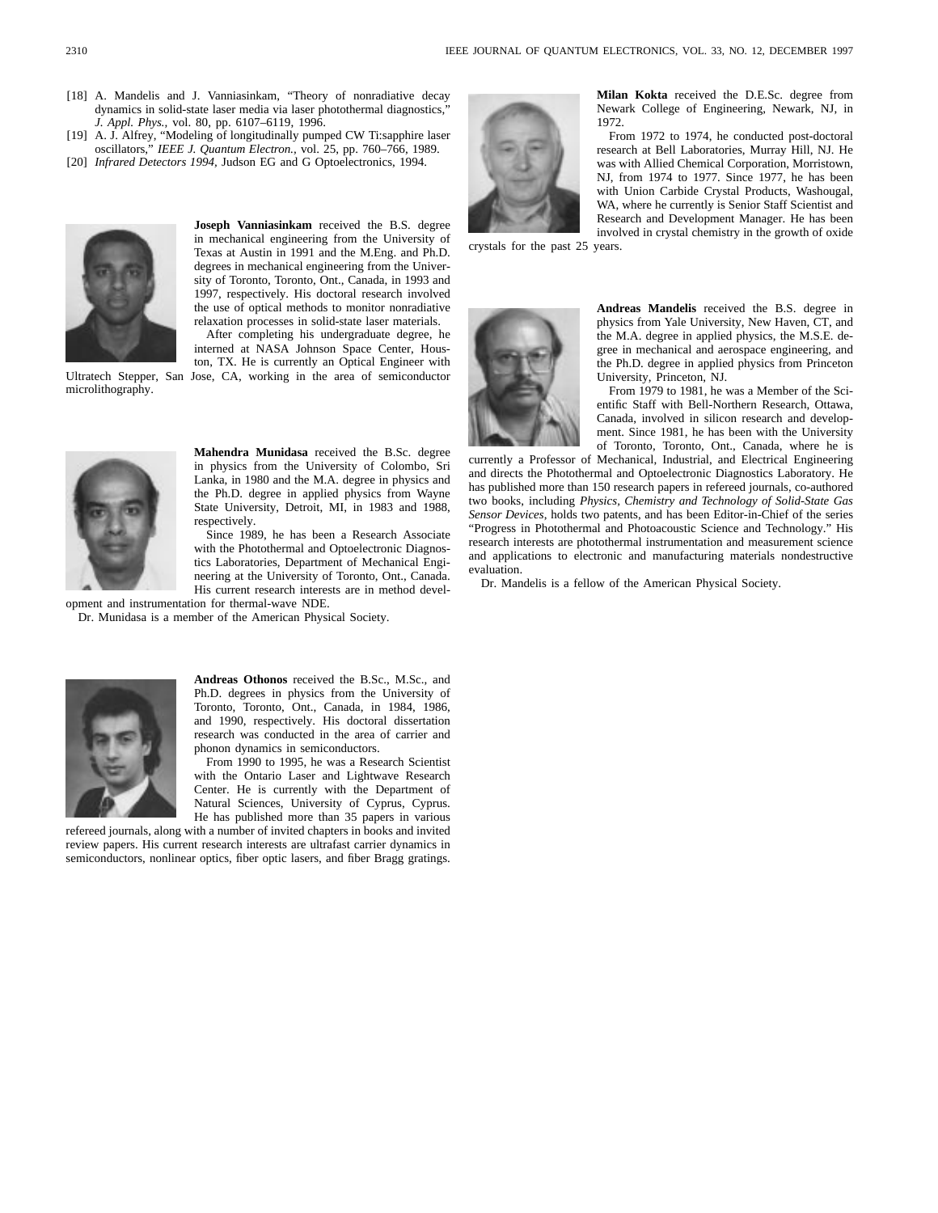[18] A. Mandelis and J. Vanniasinkam, "Theory of nonradiative decay dynamics in solid-state laser media via laser photothermal diagnostics," *J. Appl. Phys.*, vol. 80, pp. 6107–6119, 1996.

[19] A. J. Alfrey, "Modeling of longitudinally pumped CW Ti:sapphire laser oscillators," *IEEE J. Quantum Electron.*, vol. 25, pp. 760–766, 1989.

[20] *Infrared Detectors 1994*, Judson EG and G Optoelectronics, 1994.

**Joseph Vanniasinkam** received the B.S. degree in mechanical engineering from the University of Texas at Austin in 1991 and the M.Eng. and Ph.D. degrees in mechanical engineering from the University of Toronto, Toronto, Ont., Canada, in 1993 and 1997, respectively. His doctoral research involved the use of optical methods to monitor nonradiative relaxation processes in solid-state laser materials.

After completing his undergraduate degree, he interned at NASA Johnson Space Center, Houston, TX. He is currently an Optical Engineer with Ultratech Stepper, San Jose, CA, working in the area of semiconductor microlithography.

**Mahendra Munidasa** received the B.Sc. degree in physics from the University of Colombo, Sri Lanka, in 1980 and the M.A. degree in physics and the Ph.D. degree in applied physics from Wayne State University, Detroit, MI, in 1983 and 1988, respectively.

Since 1989, he has been a Research Associate with the Photothermal and Optoelectronic Diagnostics Laboratories, Department of Mechanical Engineering at the University of Toronto, Ont., Canada. His current research interests are in method development and instrumentation for thermal-wave NDE.

Dr. Munidasa is a member of the American Physical Society.

**Andreas Othonos** received the B.Sc., M.Sc., and Ph.D. degrees in physics from the University of Toronto, Toronto, Ont., Canada, in 1984, 1986, and 1990, respectively. His doctoral dissertation research was conducted in the area of carrier and phonon dynamics in semiconductors.

From 1990 to 1995, he was a Research Scientist with the Ontario Laser and Lightwave Research Center. He is currently with the Department of Natural Sciences, University of Cyprus, Cyprus. He has published more than 35 papers in various refereed journals, along with a number of invited chapters in books and invited review papers. His current research interests are ultrafast carrier dynamics in semiconductors, nonlinear optics, fiber optic lasers, and fiber Bragg gratings.

**Milan Kokta** received the D.E.Sc. degree from Newark College of Engineering, Newark, NJ, in 1972.

From 1972 to 1974, he conducted post-doctoral research at Bell Laboratories, Murray Hill, NJ. He was with Allied Chemical Corporation, Morristown, NJ, from 1974 to 1977. Since 1977, he has been with Union Carbide Crystal Products, Washougal, WA, where he currently is Senior Staff Scientist and Research and Development Manager. He has been involved in crystal chemistry in the growth of oxide crystals for the past 25 years.

**Andreas Mandelis** received the B.S. degree in physics from Yale University, New Haven, CT, and the M.A. degree in applied physics, the M.S.E. degree in mechanical and aerospace engineering, and the Ph.D. degree in applied physics from Princeton University, Princeton, NJ.

From 1979 to 1981, he was a Member of the Scientific Staff with Bell-Northern Research, Ottawa, Canada, involved in silicon research and development. Since 1981, he has been with the University of Toronto, Toronto, Ont., Canada, where he is currently a Professor of Mechanical, Industrial, and Electrical Engineering and directs the Photothermal and Optoelectronic Diagnostics Laboratory. He has published more than 150 research papers in refereed journals, co-authored two books, including *Physics, Chemistry and Technology of Solid-State Gas Sensor Devices*, holds two patents, and has been Editor-in-Chief of the series "Progress in Photothermal and Photoacoustic Science and Technology." His research interests are photothermal instrumentation and measurement science and applications to electronic and manufacturing materials nondestructive evaluation.

Dr. Mandelis is a fellow of the American Physical Society.